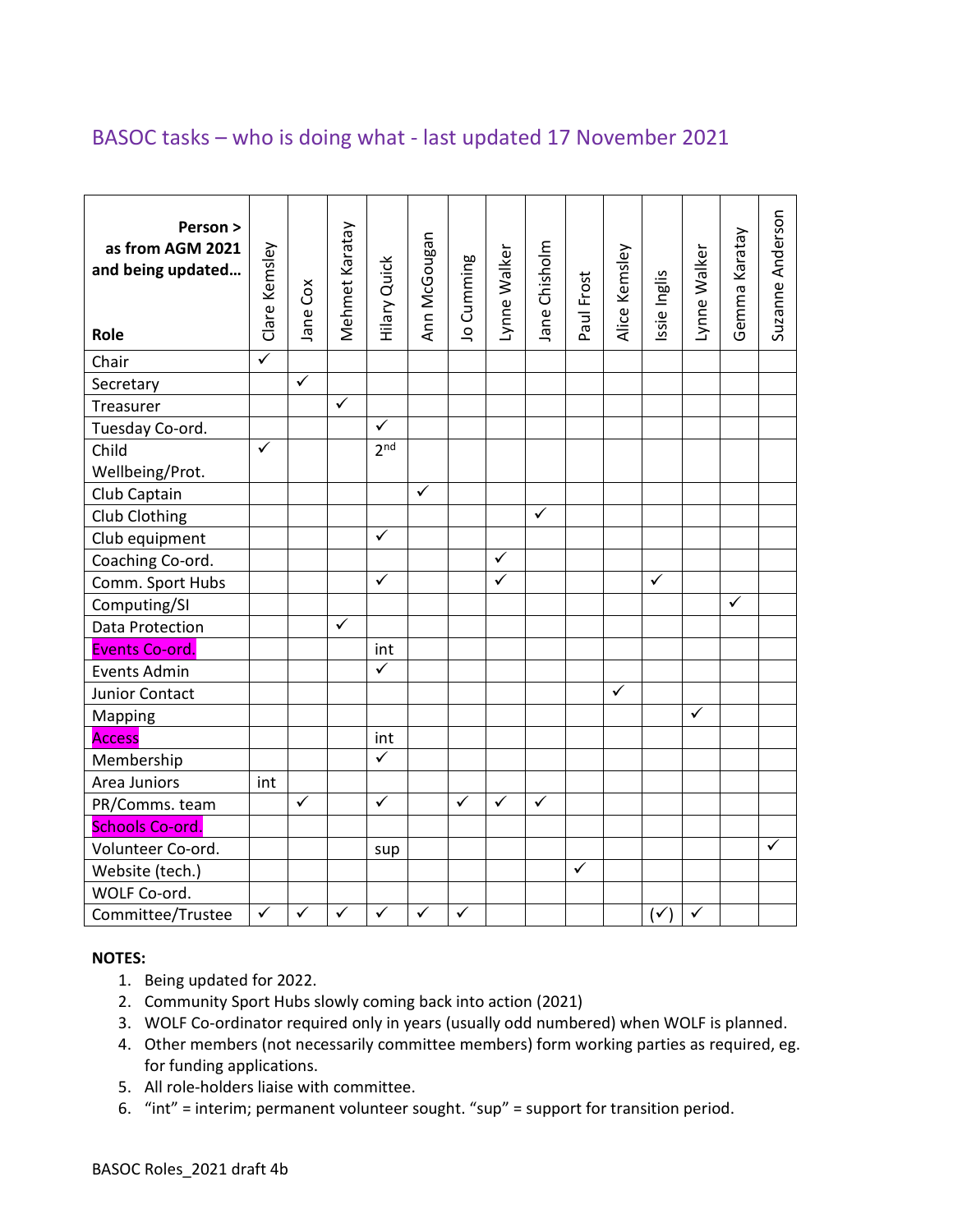## BASOC tasks – who is doing what - last updated 17 November 2021

| Person > as from AGM 2021 and being updated… Role | Clare Kemsley | Jane Cox | Mehmet Karatay | Hilary Quick | Ann McGougan | Jo Cumming | Lynne Walker | Jane Chisholm | Paul Frost | Alice Kemsley | Issie Inglis | Lynne Walker | Gemma Karatay | Suzanne Anderson |
|---|---|---|---|---|---|---|---|---|---|---|---|---|---|---|
| Chair | ✓ | | | | | | | | | | | | | |
| Secretary | | ✓ | | | | | | | | | | | | |
| Treasurer | | | ✓ | | | | | | | | | | | |
| Tuesday Co-ord. | | | | ✓ | | | | | | | | | | |
| Child Wellbeing/Prot. | ✓ | | | 2nd | | | | | | | | | | |
| Club Captain | | | | | ✓ | | | | | | | | | |
| Club Clothing | | | | | | | | ✓ | | | | | | |
| Club equipment | | | | ✓ | | | | | | | | | | |
| Coaching Co-ord. | | | | | | | ✓ | | | | | | | |
| Comm. Sport Hubs | | | | ✓ | | | ✓ | | | | ✓ | | | |
| Computing/SI | | | | | | | | | | | | | ✓ | |
| Data Protection | | | ✓ | | | | | | | | | | | |
| Events Co-ord. | | | | int | | | | | | | | | | |
| Events Admin | | | | ✓ | | | | | | | | | | |
| Junior Contact | | | | | | | | | | ✓ | | | | |
| Mapping | | | | | | | | | | | | ✓ | | |
| Access | | | | int | | | | | | | | | | |
| Membership | | | | ✓ | | | | | | | | | | |
| Area Juniors | int | | | | | | | | | | | | | |
| PR/Comms. team | | ✓ | | ✓ | | ✓ | ✓ | ✓ | | | | | | |
| Schools Co-ord. | | | | | | | | | | | | | | |
| Volunteer Co-ord. | | | | sup | | | | | | | | | | ✓ |
| Website (tech.) | | | | | | | | | ✓ | | | | | |
| WOLF Co-ord. | | | | | | | | | | | | | | |
| Committee/Trustee | ✓ | ✓ | ✓ | ✓ | ✓ | ✓ | | | | | (✓) | ✓ | | |

**NOTES:**

1. Being updated for 2022.
2. Community Sport Hubs slowly coming back into action (2021)
3. WOLF Co-ordinator required only in years (usually odd numbered) when WOLF is planned.
4. Other members (not necessarily committee members) form working parties as required, eg. for funding applications.
5. All role-holders liaise with committee.
6. "int" = interim; permanent volunteer sought. "sup" = support for transition period.

BASOC Roles_2021 draft 4b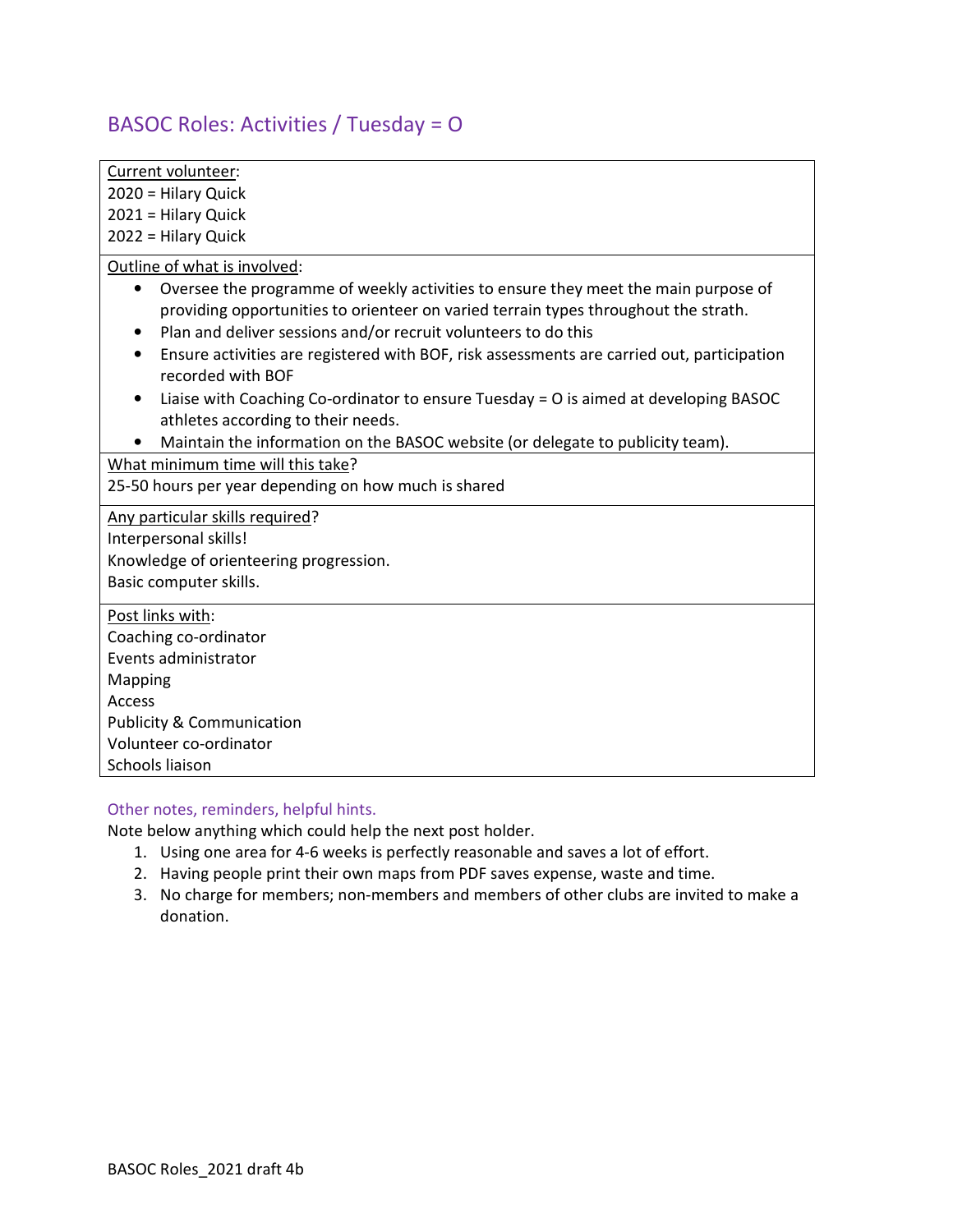## BASOC Roles: Activities / Tuesday = O

<u>Current volunteer</u>:
2020 = Hilary Quick
2021 = Hilary Quick
2022 = Hilary Quick

<u>Outline of what is involved</u>:

- Oversee the programme of weekly activities to ensure they meet the main purpose of providing opportunities to orienteer on varied terrain types throughout the strath.
- Plan and deliver sessions and/or recruit volunteers to do this
- Ensure activities are registered with BOF, risk assessments are carried out, participation recorded with BOF
- Liaise with Coaching Co-ordinator to ensure Tuesday = O is aimed at developing BASOC athletes according to their needs.
- Maintain the information on the BASOC website (or delegate to publicity team).

<u>What minimum time will this take</u>?
25-50 hours per year depending on how much is shared

<u>Any particular skills required</u>?
Interpersonal skills!
Knowledge of orienteering progression.
Basic computer skills.

<u>Post links with</u>:
Coaching co-ordinator
Events administrator
Mapping
Access
Publicity & Communication
Volunteer co-ordinator
Schools liaison

### Other notes, reminders, helpful hints.

Note below anything which could help the next post holder.

1. Using one area for 4-6 weeks is perfectly reasonable and saves a lot of effort.
2. Having people print their own maps from PDF saves expense, waste and time.
3. No charge for members; non-members and members of other clubs are invited to make a donation.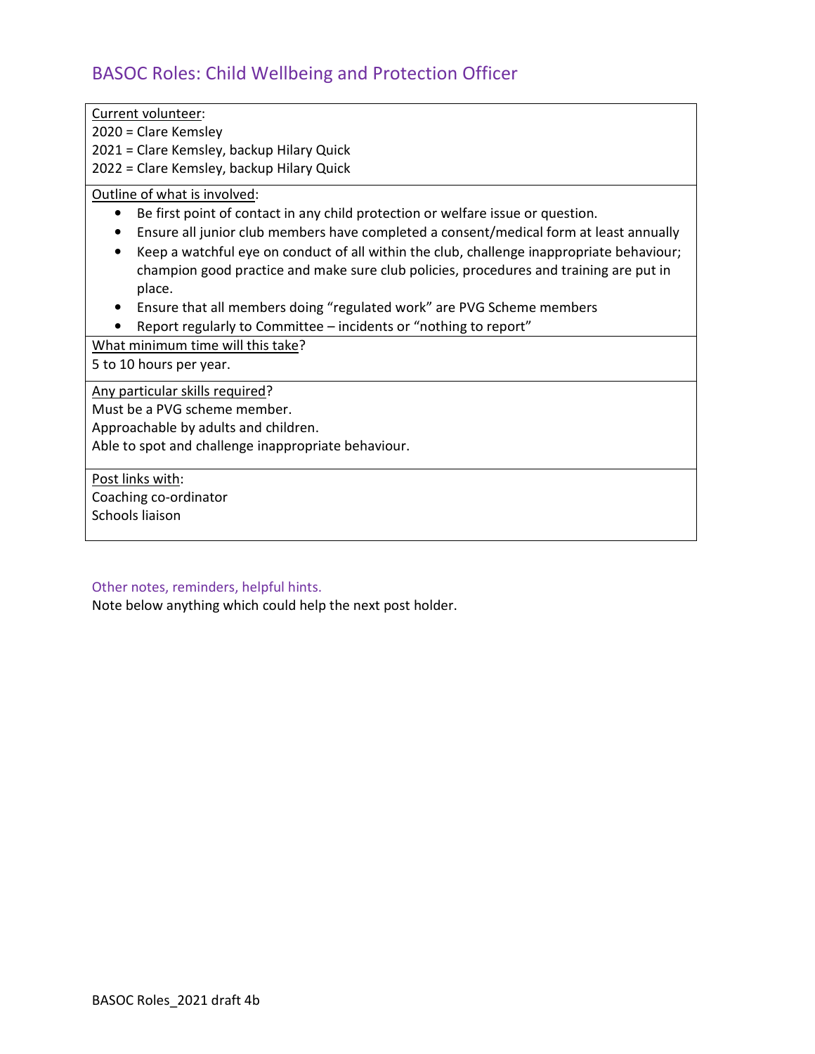# BASOC Roles: Child Wellbeing and Protection Officer

Current volunteer:

2020 = Clare Kemsley

2021 = Clare Kemsley, backup Hilary Quick

2022 = Clare Kemsley, backup Hilary Quick

Outline of what is involved:

- Be first point of contact in any child protection or welfare issue or question.
- Ensure all junior club members have completed a consent/medical form at least annually
- Keep a watchful eye on conduct of all within the club, challenge inappropriate behaviour; champion good practice and make sure club policies, procedures and training are put in place.
- Ensure that all members doing "regulated work" are PVG Scheme members
- Report regularly to Committee – incidents or "nothing to report"

What minimum time will this take?

5 to 10 hours per year.

Any particular skills required?

Must be a PVG scheme member.

Approachable by adults and children.

Able to spot and challenge inappropriate behaviour.

Post links with:

Coaching co-ordinator

Schools liaison

## Other notes, reminders, helpful hints.

Note below anything which could help the next post holder.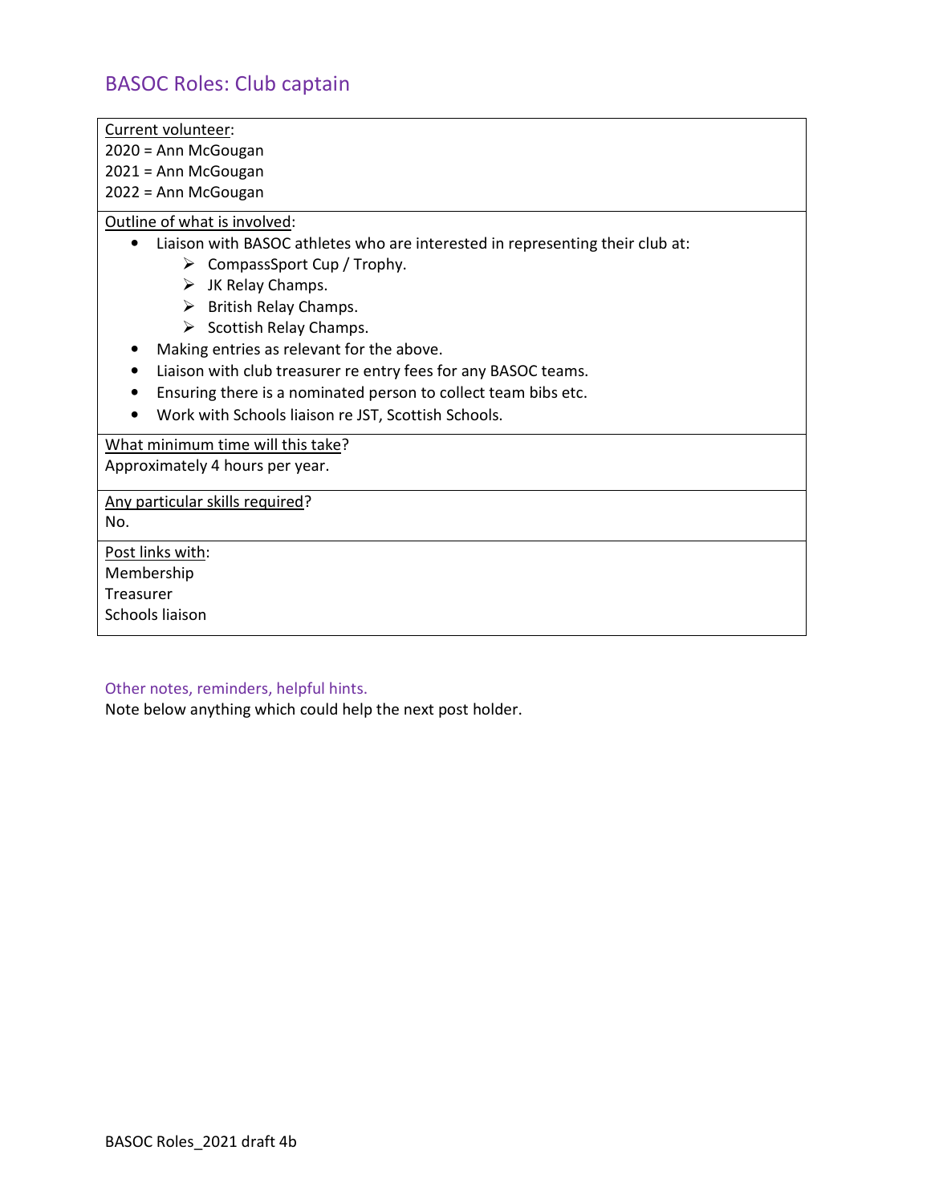## BASOC Roles: Club captain

Current volunteer:
2020 = Ann McGougan
2021 = Ann McGougan
2022 = Ann McGougan

Outline of what is involved:

- Liaison with BASOC athletes who are interested in representing their club at:
  - CompassSport Cup / Trophy.
  - JK Relay Champs.
  - British Relay Champs.
  - Scottish Relay Champs.
- Making entries as relevant for the above.
- Liaison with club treasurer re entry fees for any BASOC teams.
- Ensuring there is a nominated person to collect team bibs etc.
- Work with Schools liaison re JST, Scottish Schools.

What minimum time will this take?
Approximately 4 hours per year.

Any particular skills required?
No.

Post links with:
Membership
Treasurer
Schools liaison

### Other notes, reminders, helpful hints.

Note below anything which could help the next post holder.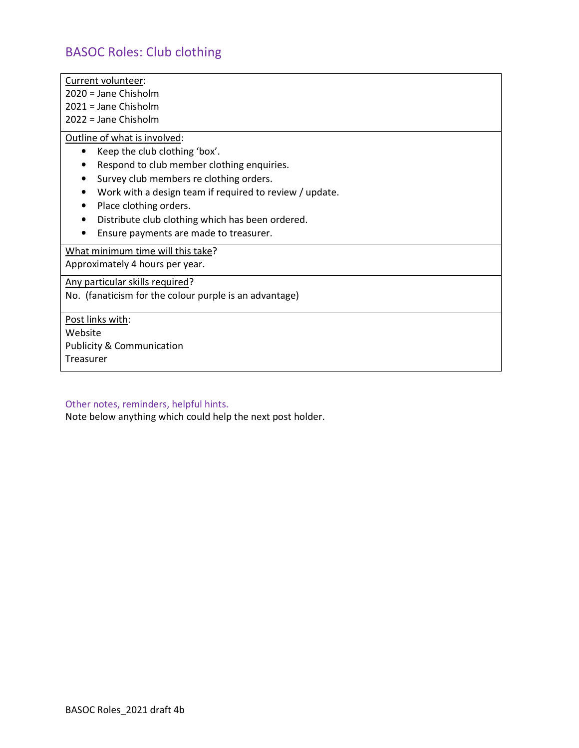## BASOC Roles: Club clothing

Current volunteer:
2020 = Jane Chisholm
2021 = Jane Chisholm
2022 = Jane Chisholm

Outline of what is involved:

- Keep the club clothing 'box'.
- Respond to club member clothing enquiries.
- Survey club members re clothing orders.
- Work with a design team if required to review / update.
- Place clothing orders.
- Distribute club clothing which has been ordered.
- Ensure payments are made to treasurer.

What minimum time will this take?
Approximately 4 hours per year.

Any particular skills required?
No. (fanaticism for the colour purple is an advantage)

Post links with:
Website
Publicity & Communication
Treasurer

### Other notes, reminders, helpful hints.

Note below anything which could help the next post holder.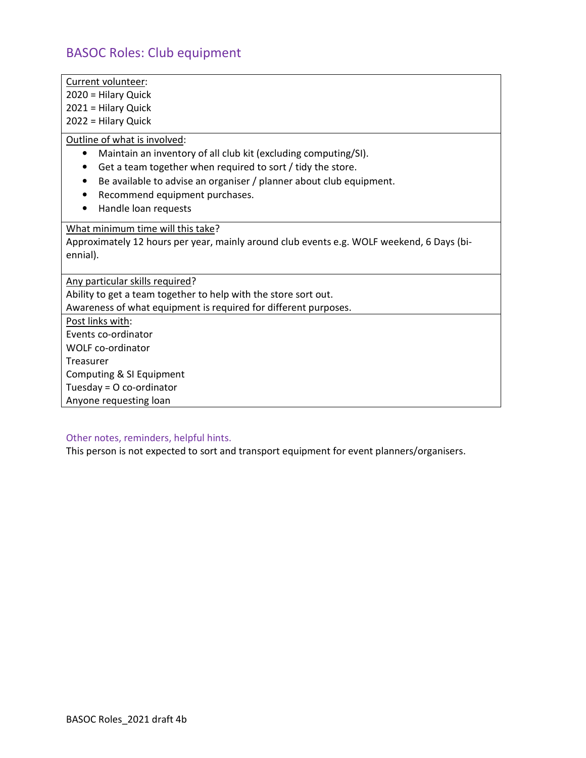## BASOC Roles: Club equipment

<u>Current volunteer</u>:
2020 = Hilary Quick
2021 = Hilary Quick
2022 = Hilary Quick

<u>Outline of what is involved</u>:

- Maintain an inventory of all club kit (excluding computing/SI).
- Get a team together when required to sort / tidy the store.
- Be available to advise an organiser / planner about club equipment.
- Recommend equipment purchases.
- Handle loan requests

<u>What minimum time will this take</u>?
Approximately 12 hours per year, mainly around club events e.g. WOLF weekend, 6 Days (bi-ennial).

<u>Any particular skills required</u>?
Ability to get a team together to help with the store sort out.
Awareness of what equipment is required for different purposes.

<u>Post links with</u>:
Events co-ordinator
WOLF co-ordinator
Treasurer
Computing & SI Equipment
Tuesday = O co-ordinator
Anyone requesting loan

### Other notes, reminders, helpful hints.

This person is not expected to sort and transport equipment for event planners/organisers.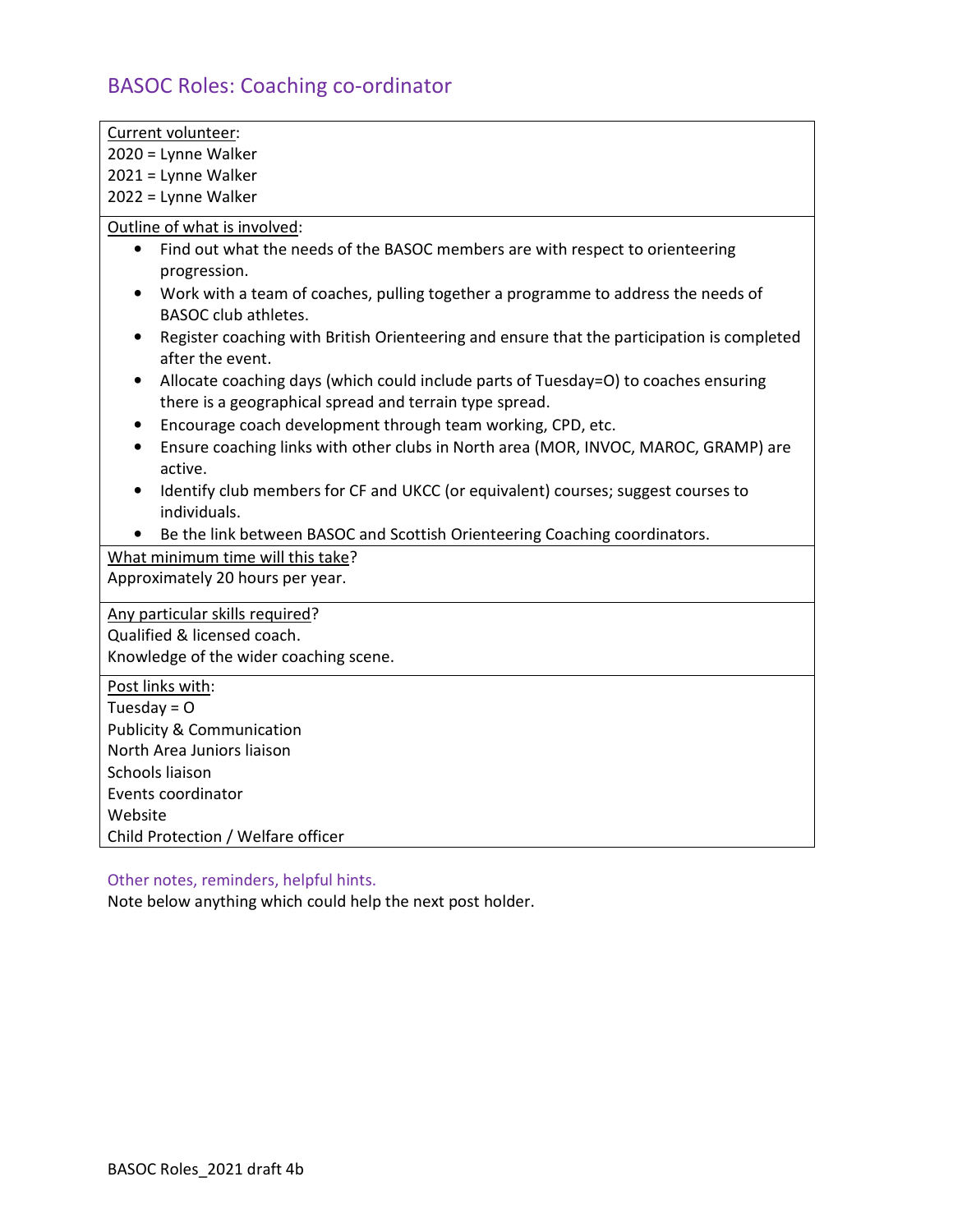## BASOC Roles: Coaching co-ordinator

Current volunteer:
2020 = Lynne Walker
2021 = Lynne Walker
2022 = Lynne Walker

Outline of what is involved:

- Find out what the needs of the BASOC members are with respect to orienteering progression.
- Work with a team of coaches, pulling together a programme to address the needs of BASOC club athletes.
- Register coaching with British Orienteering and ensure that the participation is completed after the event.
- Allocate coaching days (which could include parts of Tuesday=O) to coaches ensuring there is a geographical spread and terrain type spread.
- Encourage coach development through team working, CPD, etc.
- Ensure coaching links with other clubs in North area (MOR, INVOC, MAROC, GRAMP) are active.
- Identify club members for CF and UKCC (or equivalent) courses; suggest courses to individuals.
- Be the link between BASOC and Scottish Orienteering Coaching coordinators.

What minimum time will this take?
Approximately 20 hours per year.

Any particular skills required?
Qualified & licensed coach.
Knowledge of the wider coaching scene.

Post links with:
Tuesday = O
Publicity & Communication
North Area Juniors liaison
Schools liaison
Events coordinator
Website
Child Protection / Welfare officer

### Other notes, reminders, helpful hints.

Note below anything which could help the next post holder.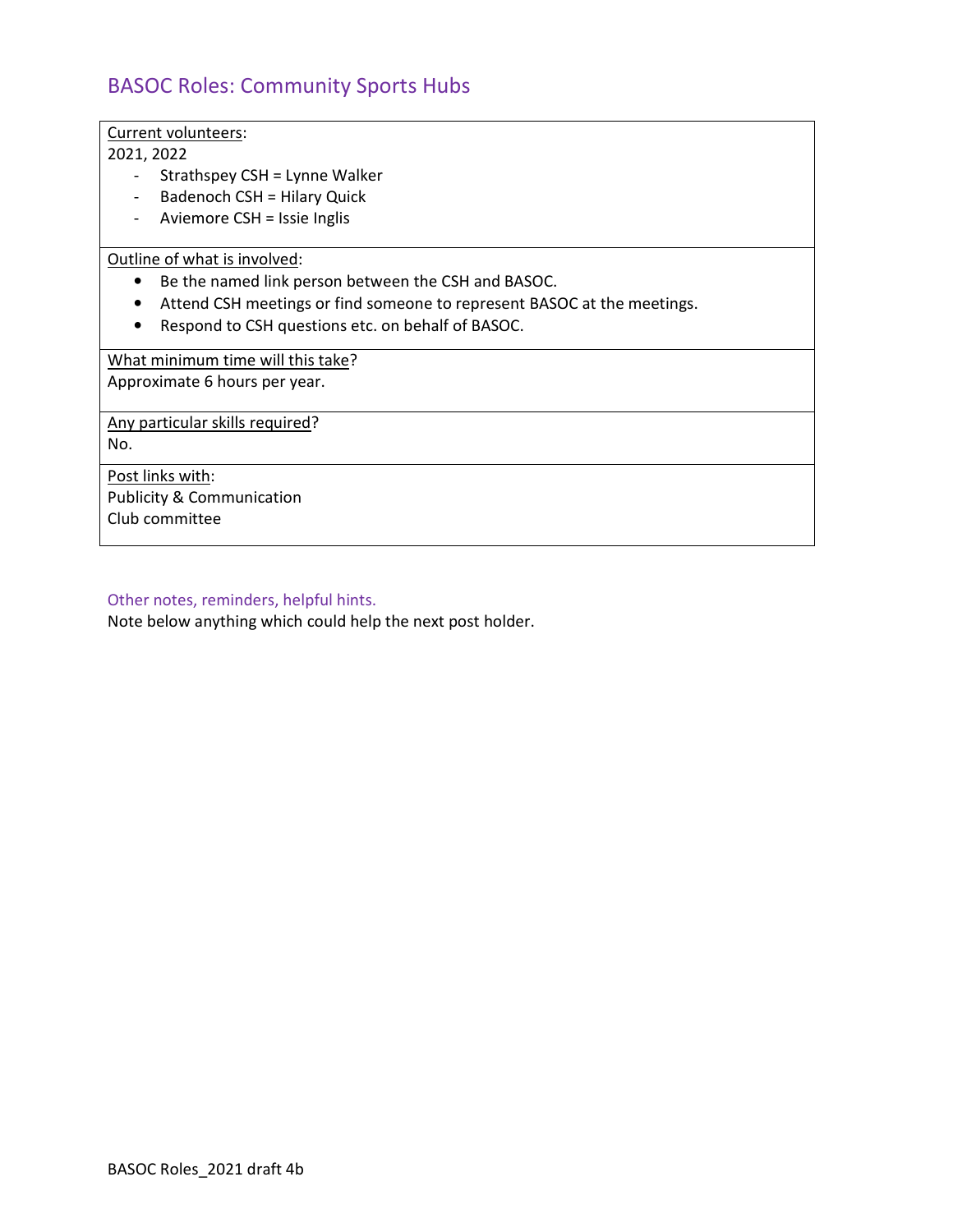# BASOC Roles: Community Sports Hubs

<u>Current volunteers</u>:
2021, 2022

- Strathspey CSH = Lynne Walker
- Badenoch CSH = Hilary Quick
- Aviemore CSH = Issie Inglis

<u>Outline of what is involved</u>:

- Be the named link person between the CSH and BASOC.
- Attend CSH meetings or find someone to represent BASOC at the meetings.
- Respond to CSH questions etc. on behalf of BASOC.

<u>What minimum time will this take</u>?
Approximate 6 hours per year.

<u>Any particular skills required</u>?
No.

<u>Post links with</u>:
Publicity & Communication
Club committee

## Other notes, reminders, helpful hints.

Note below anything which could help the next post holder.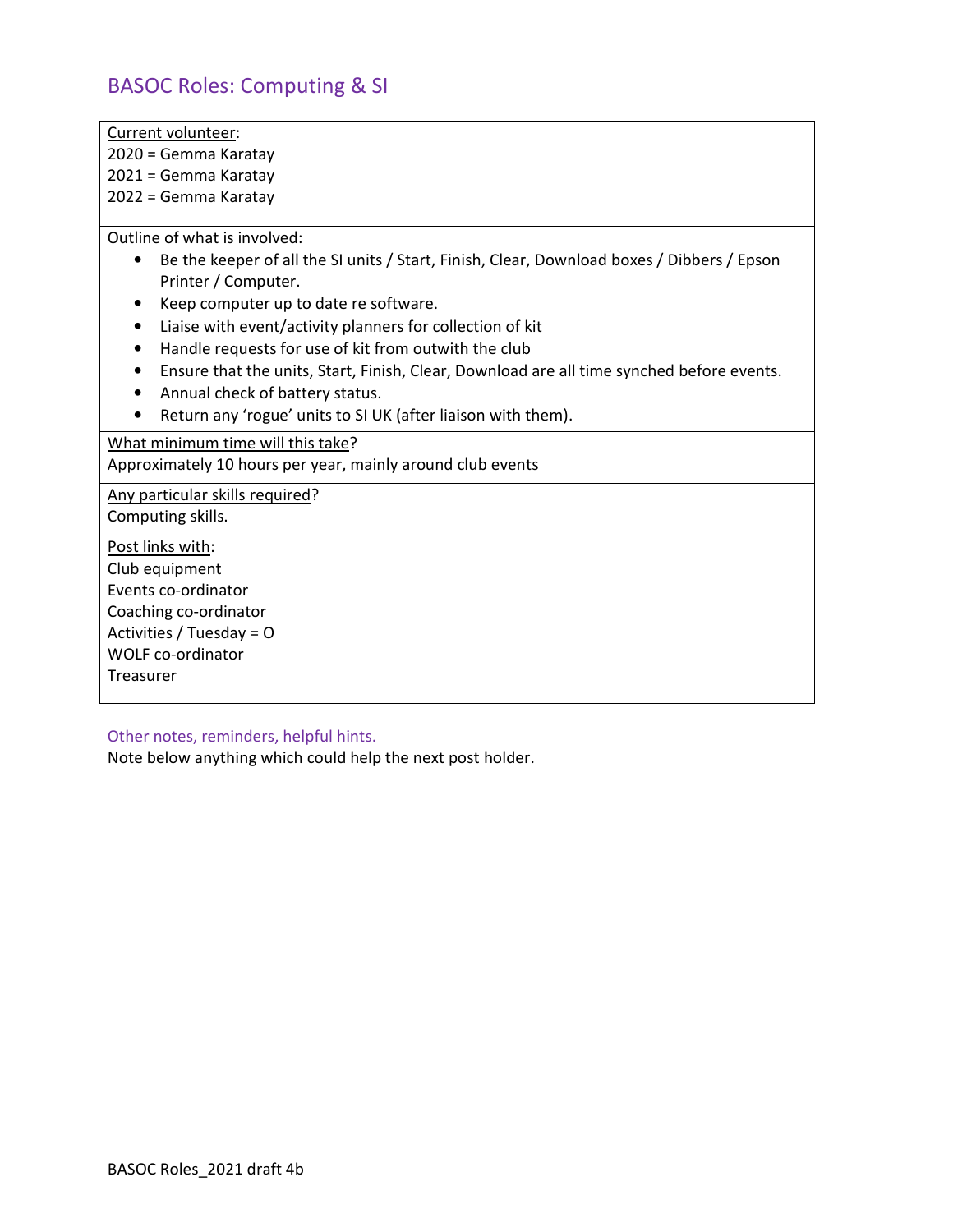## BASOC Roles: Computing & SI

<u>Current volunteer</u>:
2020 = Gemma Karatay
2021 = Gemma Karatay
2022 = Gemma Karatay

<u>Outline of what is involved</u>:

- Be the keeper of all the SI units / Start, Finish, Clear, Download boxes / Dibbers / Epson Printer / Computer.
- Keep computer up to date re software.
- Liaise with event/activity planners for collection of kit
- Handle requests for use of kit from outwith the club
- Ensure that the units, Start, Finish, Clear, Download are all time synched before events.
- Annual check of battery status.
- Return any 'rogue' units to SI UK (after liaison with them).

<u>What minimum time will this take</u>?
Approximately 10 hours per year, mainly around club events

<u>Any particular skills required</u>?
Computing skills.

<u>Post links with</u>:
Club equipment
Events co-ordinator
Coaching co-ordinator
Activities / Tuesday = O
WOLF co-ordinator
Treasurer

### Other notes, reminders, helpful hints.

Note below anything which could help the next post holder.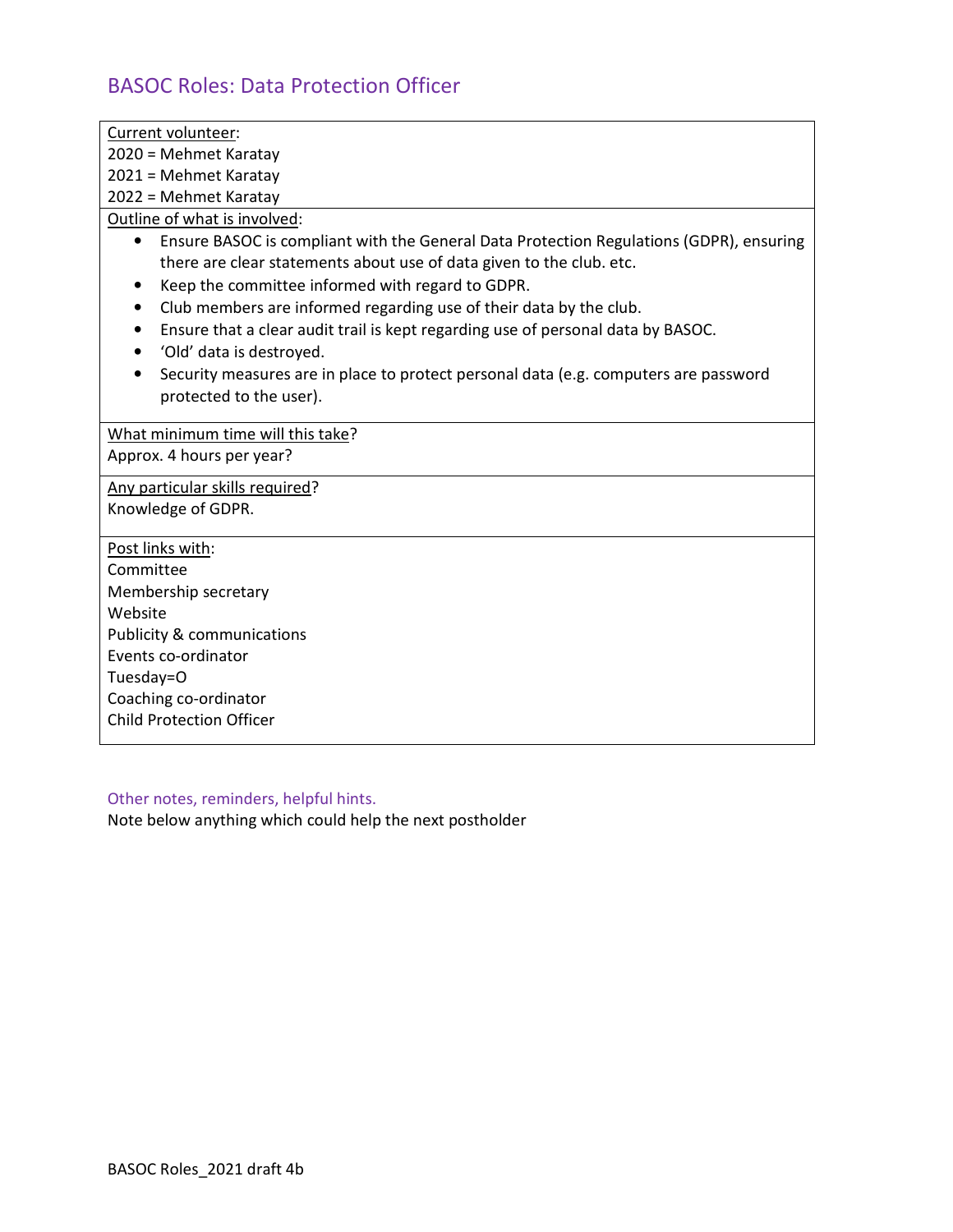## BASOC Roles: Data Protection Officer

Current volunteer:
2020 = Mehmet Karatay
2021 = Mehmet Karatay
2022 = Mehmet Karatay

Outline of what is involved:

- Ensure BASOC is compliant with the General Data Protection Regulations (GDPR), ensuring there are clear statements about use of data given to the club. etc.
- Keep the committee informed with regard to GDPR.
- Club members are informed regarding use of their data by the club.
- Ensure that a clear audit trail is kept regarding use of personal data by BASOC.
- 'Old' data is destroyed.
- Security measures are in place to protect personal data (e.g. computers are password protected to the user).

What minimum time will this take?
Approx. 4 hours per year?

Any particular skills required?
Knowledge of GDPR.

Post links with:
Committee
Membership secretary
Website
Publicity & communications
Events co-ordinator
Tuesday=O
Coaching co-ordinator
Child Protection Officer

### Other notes, reminders, helpful hints.

Note below anything which could help the next postholder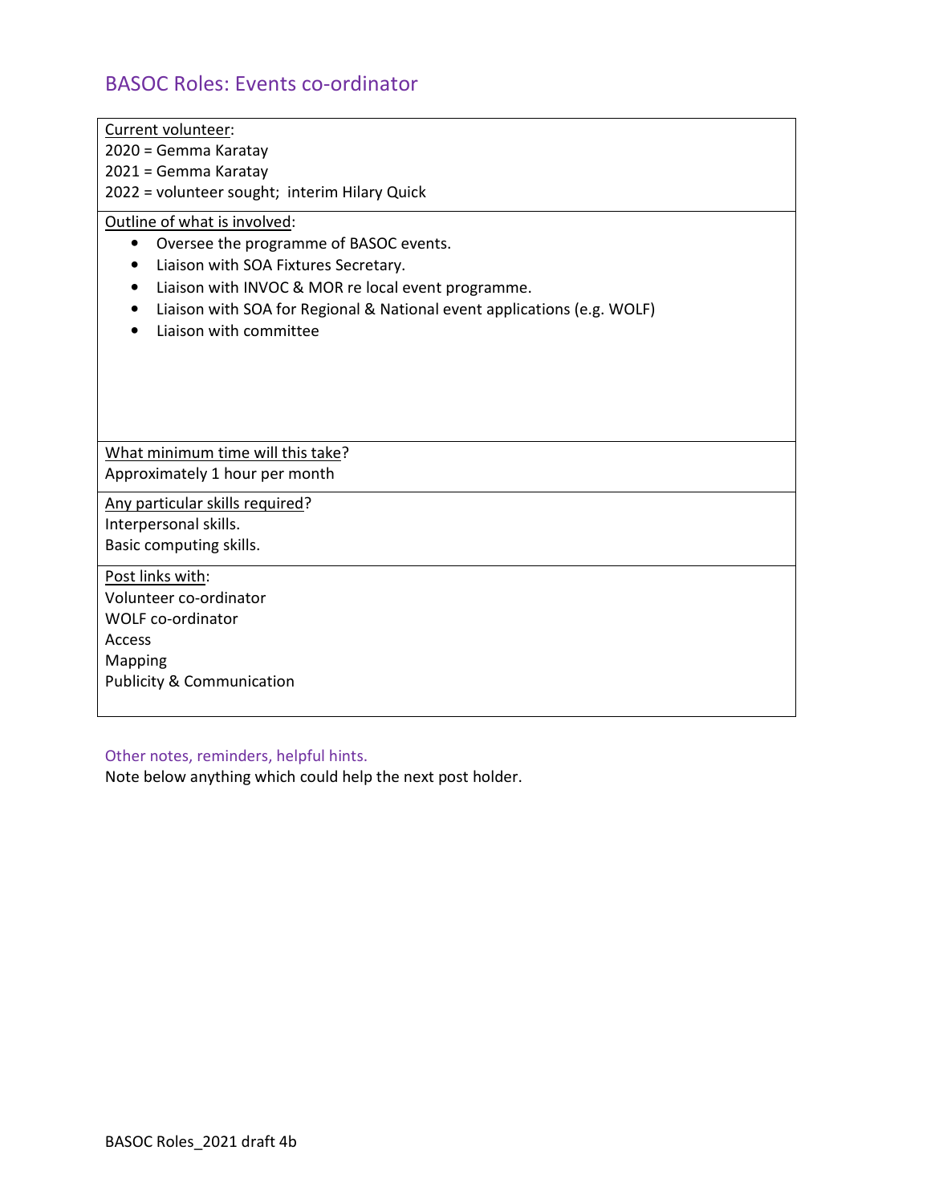## BASOC Roles: Events co-ordinator

Current volunteer:
2020 = Gemma Karatay
2021 = Gemma Karatay
2022 = volunteer sought; interim Hilary Quick

Outline of what is involved:

- Oversee the programme of BASOC events.
- Liaison with SOA Fixtures Secretary.
- Liaison with INVOC & MOR re local event programme.
- Liaison with SOA for Regional & National event applications (e.g. WOLF)
- Liaison with committee

What minimum time will this take?
Approximately 1 hour per month

Any particular skills required?
Interpersonal skills.
Basic computing skills.

Post links with:
Volunteer co-ordinator
WOLF co-ordinator
Access
Mapping
Publicity & Communication

### Other notes, reminders, helpful hints.

Note below anything which could help the next post holder.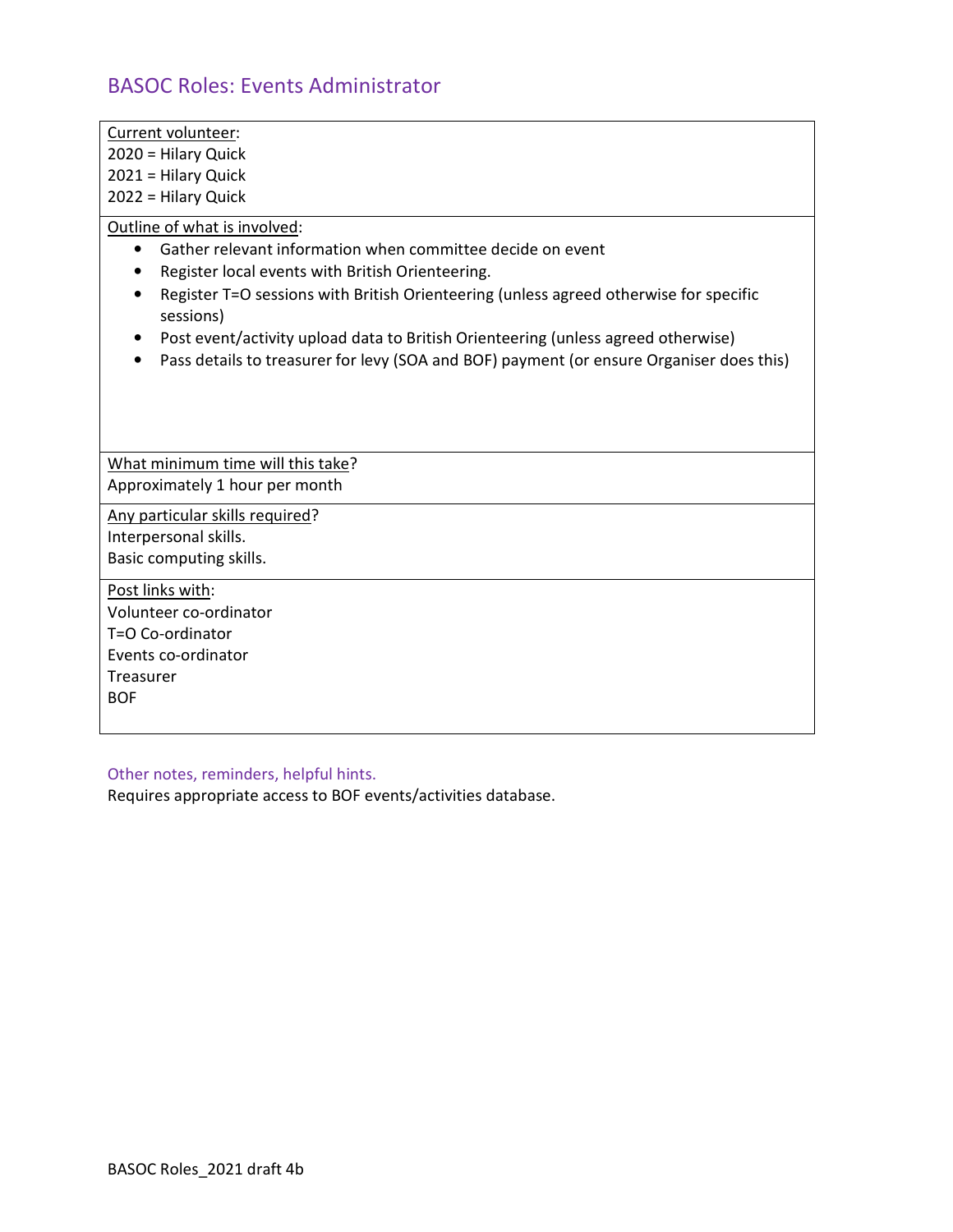## BASOC Roles: Events Administrator

<u>Current volunteer</u>:
2020 = Hilary Quick
2021 = Hilary Quick
2022 = Hilary Quick

<u>Outline of what is involved</u>:

- Gather relevant information when committee decide on event
- Register local events with British Orienteering.
- Register T=O sessions with British Orienteering (unless agreed otherwise for specific sessions)
- Post event/activity upload data to British Orienteering (unless agreed otherwise)
- Pass details to treasurer for levy (SOA and BOF) payment (or ensure Organiser does this)

<u>What minimum time will this take</u>?
Approximately 1 hour per month

<u>Any particular skills required</u>?
Interpersonal skills.
Basic computing skills.

<u>Post links with</u>:
Volunteer co-ordinator
T=O Co-ordinator
Events co-ordinator
Treasurer
BOF

### Other notes, reminders, helpful hints.

Requires appropriate access to BOF events/activities database.

BASOC Roles_2021 draft 4b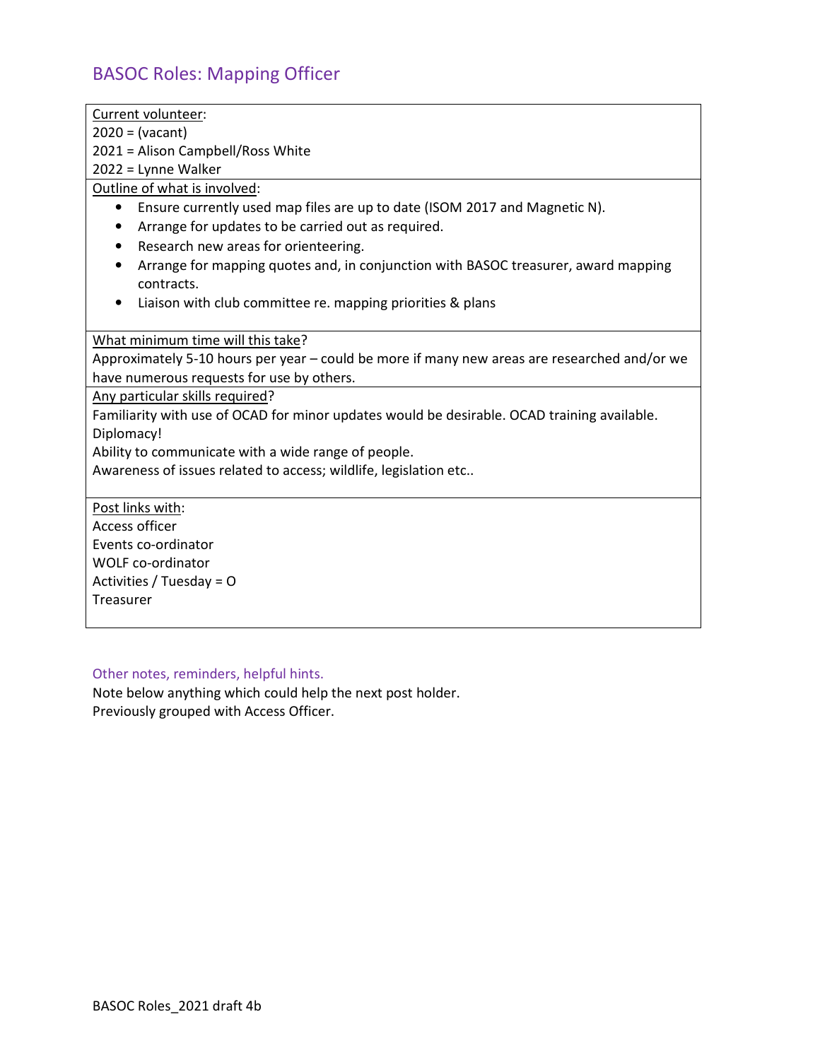# BASOC Roles: Mapping Officer

Current volunteer:
2020 = (vacant)
2021 = Alison Campbell/Ross White
2022 = Lynne Walker

Outline of what is involved:

- Ensure currently used map files are up to date (ISOM 2017 and Magnetic N).
- Arrange for updates to be carried out as required.
- Research new areas for orienteering.
- Arrange for mapping quotes and, in conjunction with BASOC treasurer, award mapping contracts.
- Liaison with club committee re. mapping priorities & plans

What minimum time will this take?
Approximately 5-10 hours per year – could be more if many new areas are researched and/or we have numerous requests for use by others.

Any particular skills required?
Familiarity with use of OCAD for minor updates would be desirable. OCAD training available.
Diplomacy!
Ability to communicate with a wide range of people.
Awareness of issues related to access; wildlife, legislation etc..

Post links with:
Access officer
Events co-ordinator
WOLF co-ordinator
Activities / Tuesday = O
Treasurer

## Other notes, reminders, helpful hints.

Note below anything which could help the next post holder.
Previously grouped with Access Officer.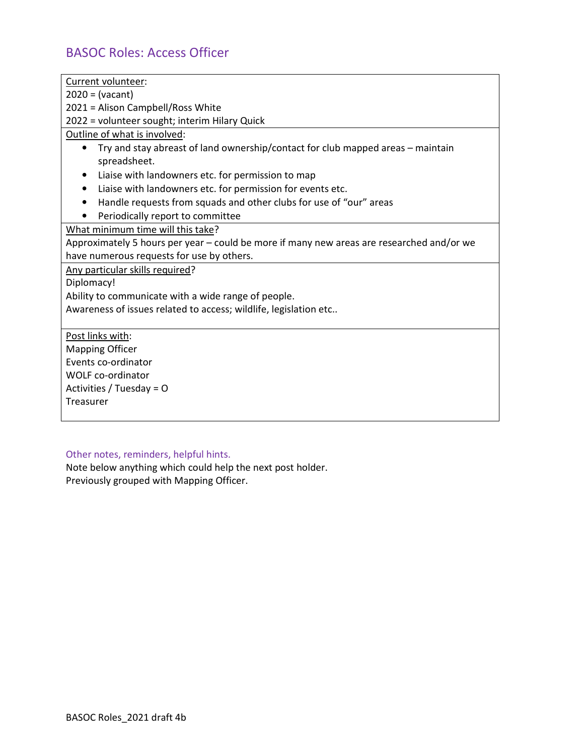## BASOC Roles: Access Officer

Current volunteer:
2020 = (vacant)
2021 = Alison Campbell/Ross White
2022 = volunteer sought; interim Hilary Quick

Outline of what is involved:

- Try and stay abreast of land ownership/contact for club mapped areas – maintain spreadsheet.
- Liaise with landowners etc. for permission to map
- Liaise with landowners etc. for permission for events etc.
- Handle requests from squads and other clubs for use of "our" areas
- Periodically report to committee

What minimum time will this take?
Approximately 5 hours per year – could be more if many new areas are researched and/or we have numerous requests for use by others.

Any particular skills required?
Diplomacy!
Ability to communicate with a wide range of people.
Awareness of issues related to access; wildlife, legislation etc..

Post links with:
Mapping Officer
Events co-ordinator
WOLF co-ordinator
Activities / Tuesday = O
Treasurer

### Other notes, reminders, helpful hints.

Note below anything which could help the next post holder.
Previously grouped with Mapping Officer.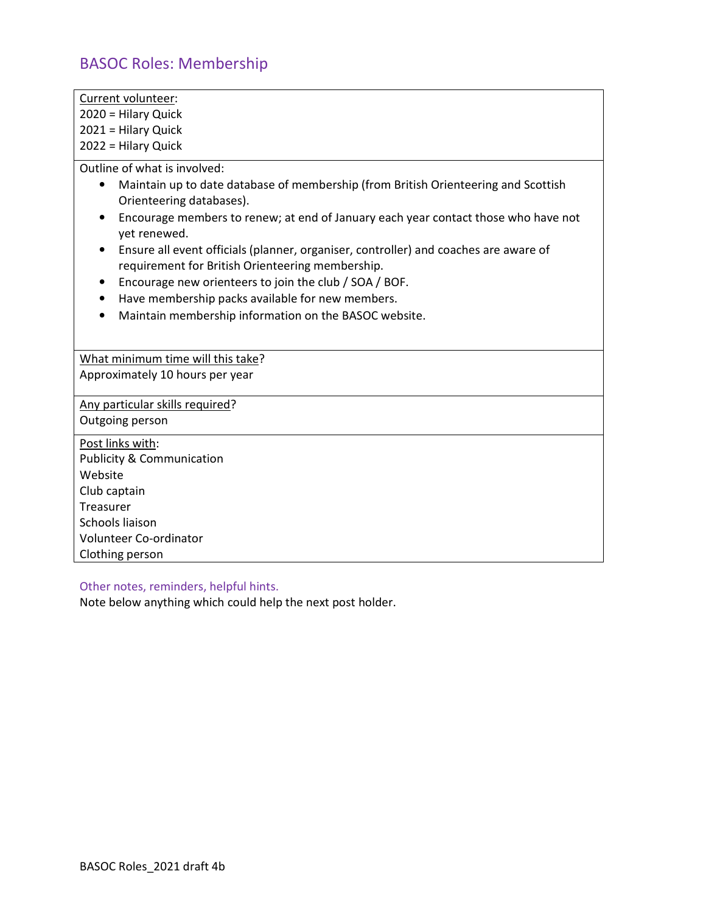## BASOC Roles: Membership

Current volunteer:
2020 = Hilary Quick
2021 = Hilary Quick
2022 = Hilary Quick

Outline of what is involved:

- Maintain up to date database of membership (from British Orienteering and Scottish Orienteering databases).
- Encourage members to renew; at end of January each year contact those who have not yet renewed.
- Ensure all event officials (planner, organiser, controller) and coaches are aware of requirement for British Orienteering membership.
- Encourage new orienteers to join the club / SOA / BOF.
- Have membership packs available for new members.
- Maintain membership information on the BASOC website.

What minimum time will this take?
Approximately 10 hours per year

Any particular skills required?
Outgoing person

Post links with:
Publicity & Communication
Website
Club captain
Treasurer
Schools liaison
Volunteer Co-ordinator
Clothing person

### Other notes, reminders, helpful hints.

Note below anything which could help the next post holder.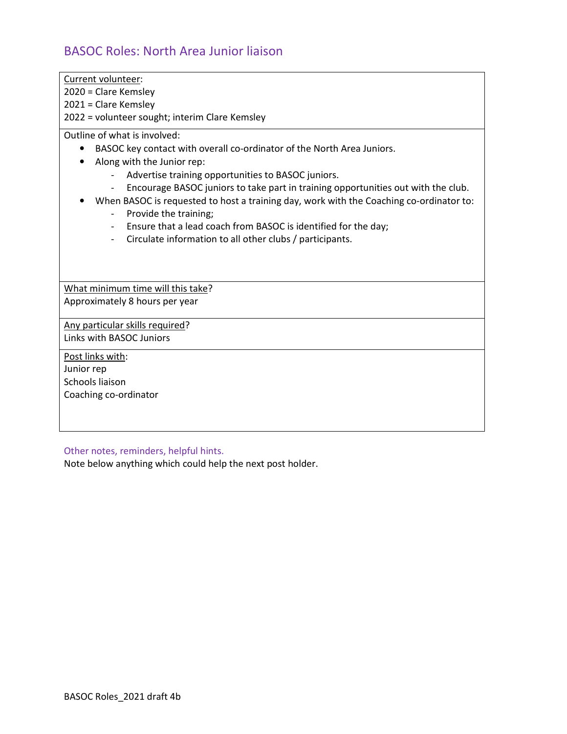## BASOC Roles: North Area Junior liaison

<u>Current volunteer</u>:
2020 = Clare Kemsley
2021 = Clare Kemsley
2022 = volunteer sought; interim Clare Kemsley

Outline of what is involved:

- BASOC key contact with overall co-ordinator of the North Area Juniors.
- Along with the Junior rep:
  - Advertise training opportunities to BASOC juniors.
  - Encourage BASOC juniors to take part in training opportunities out with the club.
- When BASOC is requested to host a training day, work with the Coaching co-ordinator to:
  - Provide the training;
  - Ensure that a lead coach from BASOC is identified for the day;
  - Circulate information to all other clubs / participants.

<u>What minimum time will this take</u>?
Approximately 8 hours per year

<u>Any particular skills required</u>?
Links with BASOC Juniors

<u>Post links with</u>:
Junior rep
Schools liaison
Coaching co-ordinator

### Other notes, reminders, helpful hints.

Note below anything which could help the next post holder.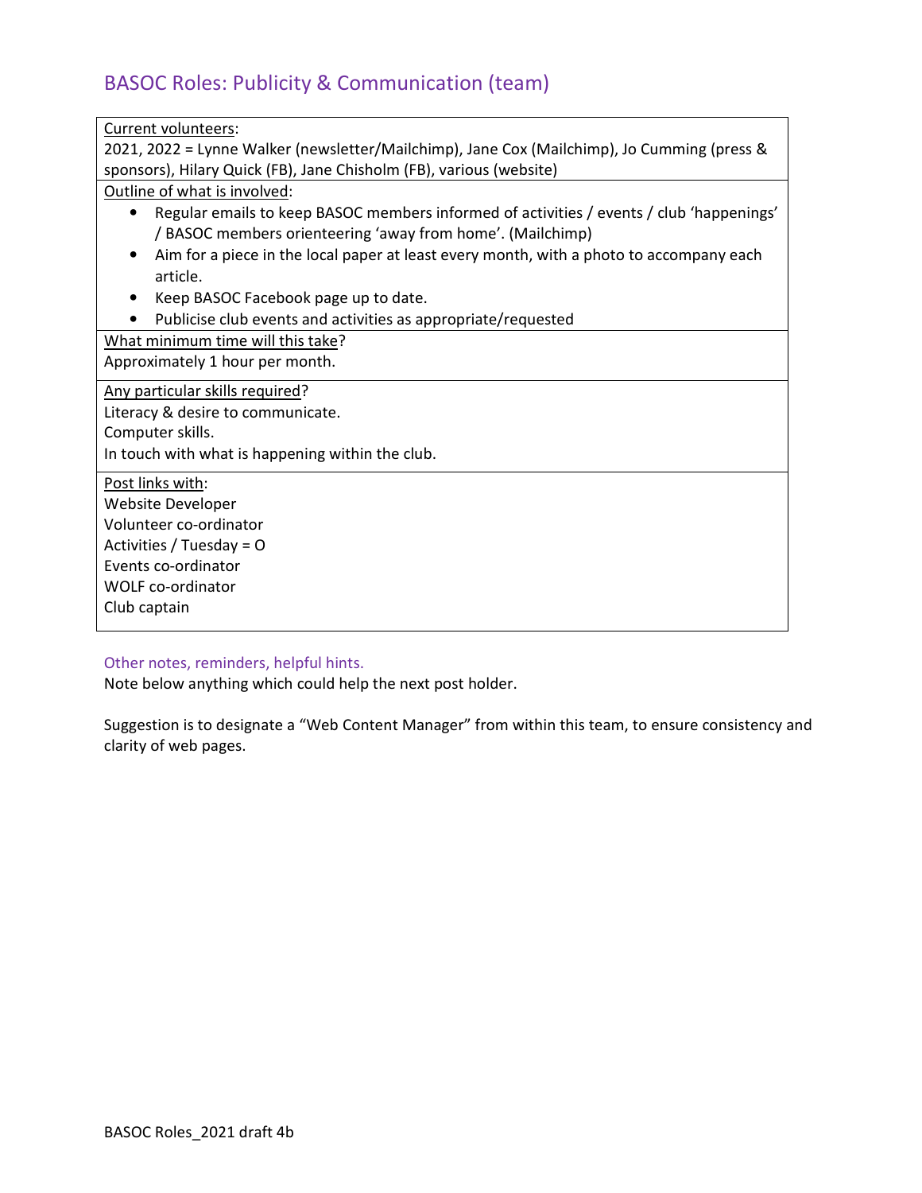## BASOC Roles: Publicity & Communication (team)

<u>Current volunteers</u>:
2021, 2022 = Lynne Walker (newsletter/Mailchimp), Jane Cox (Mailchimp), Jo Cumming (press & sponsors), Hilary Quick (FB), Jane Chisholm (FB), various (website)

<u>Outline of what is involved</u>:

- Regular emails to keep BASOC members informed of activities / events / club 'happenings' / BASOC members orienteering 'away from home'. (Mailchimp)
- Aim for a piece in the local paper at least every month, with a photo to accompany each article.
- Keep BASOC Facebook page up to date.
- Publicise club events and activities as appropriate/requested

<u>What minimum time will this take</u>?
Approximately 1 hour per month.

<u>Any particular skills required</u>?
Literacy & desire to communicate.
Computer skills.
In touch with what is happening within the club.

<u>Post links with</u>:
Website Developer
Volunteer co-ordinator
Activities / Tuesday = O
Events co-ordinator
WOLF co-ordinator
Club captain

### Other notes, reminders, helpful hints.

Note below anything which could help the next post holder.

Suggestion is to designate a "Web Content Manager" from within this team, to ensure consistency and clarity of web pages.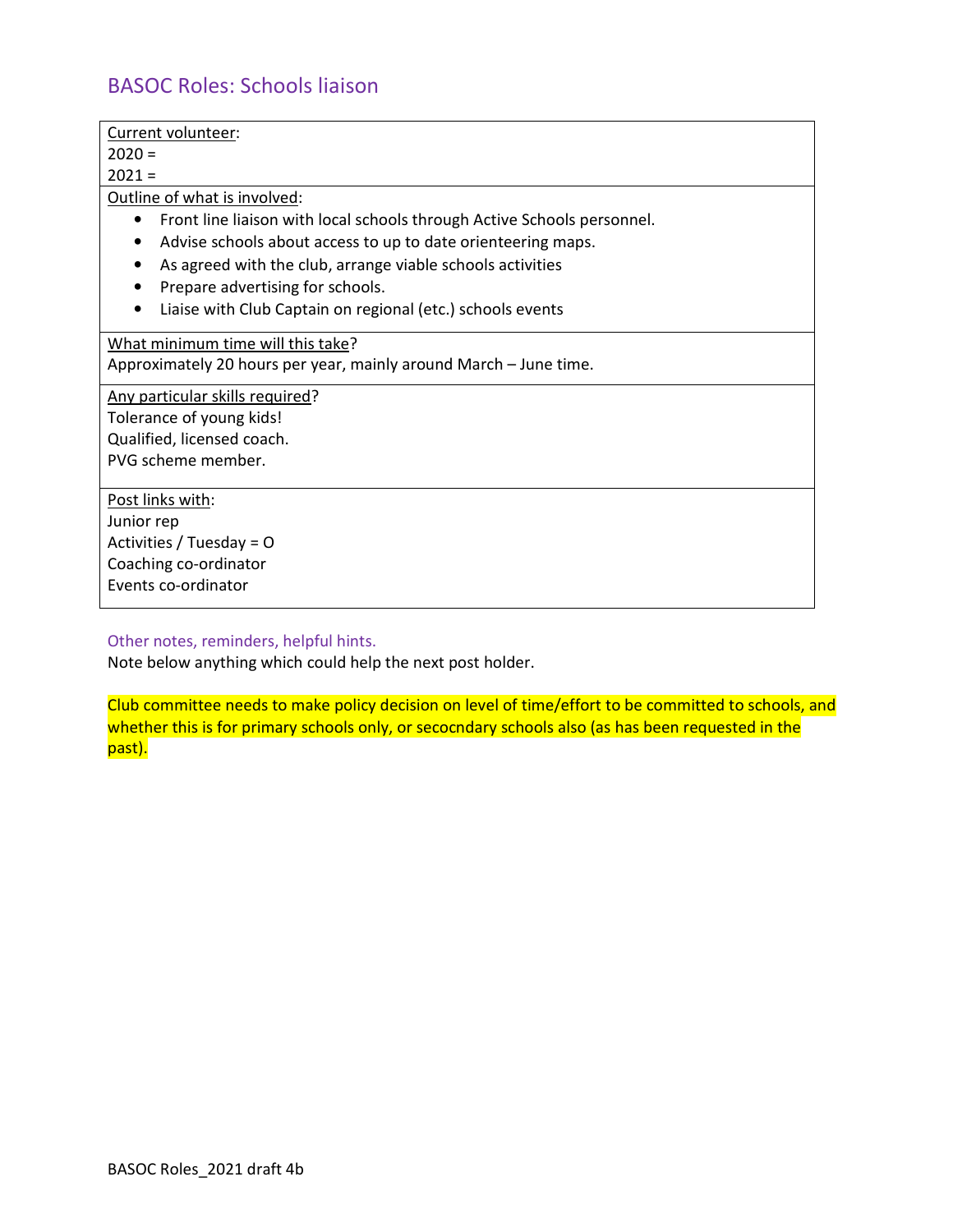## BASOC Roles: Schools liaison

| Current volunteer: |
|---|
| 2020 = <br> 2021 = |
| Outline of what is involved: <br> • Front line liaison with local schools through Active Schools personnel. <br> • Advise schools about access to up to date orienteering maps. <br> • As agreed with the club, arrange viable schools activities <br> • Prepare advertising for schools. <br> • Liaise with Club Captain on regional (etc.) schools events |
| What minimum time will this take? <br> Approximately 20 hours per year, mainly around March – June time. |
| Any particular skills required? <br> Tolerance of young kids! <br> Qualified, licensed coach. <br> PVG scheme member. |
| Post links with: <br> Junior rep <br> Activities / Tuesday = O <br> Coaching co-ordinator <br> Events co-ordinator |

### Other notes, reminders, helpful hints.

Note below anything which could help the next post holder.

Club committee needs to make policy decision on level of time/effort to be committed to schools, and whether this is for primary schools only, or secocndary schools also (as has been requested in the past).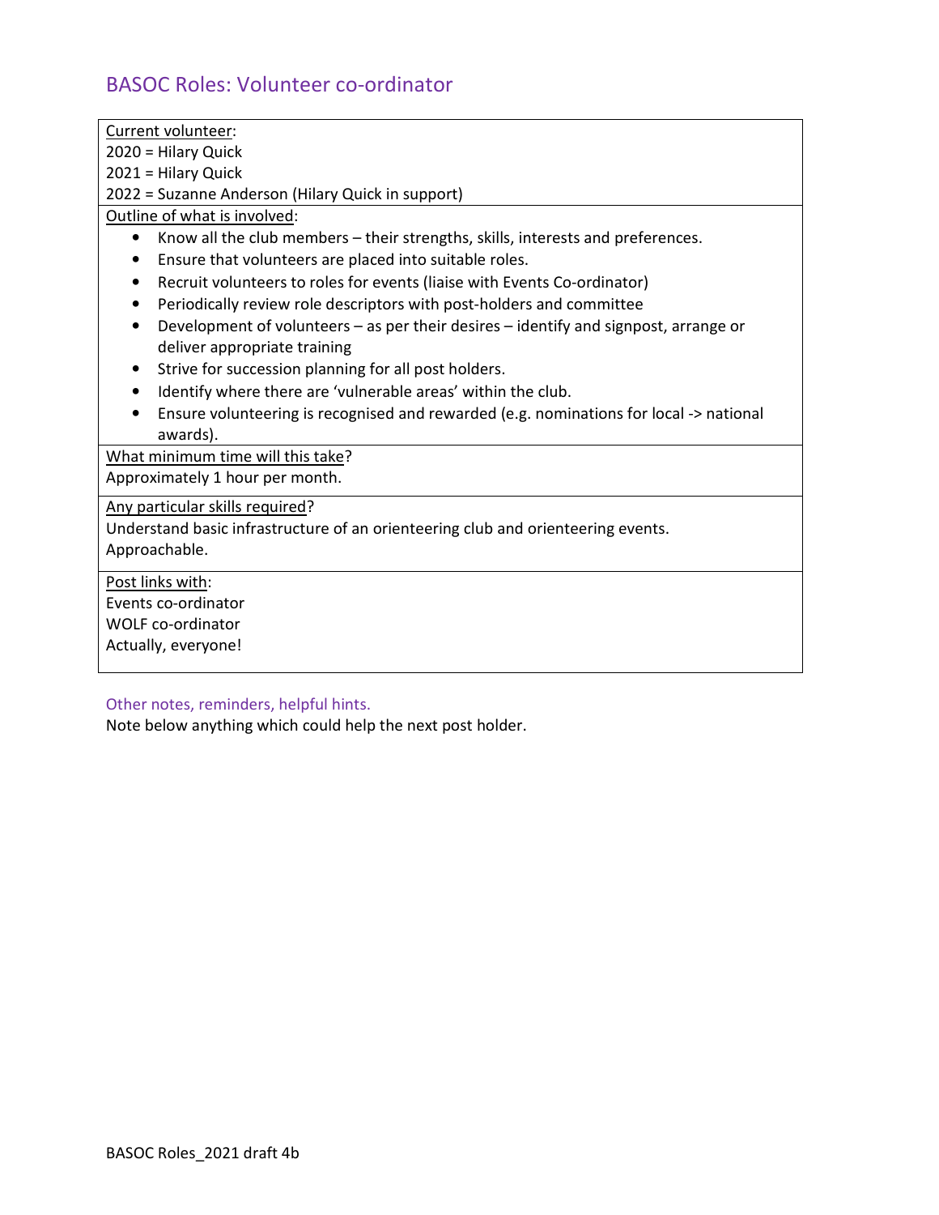## BASOC Roles: Volunteer co-ordinator

<u>Current volunteer</u>:
2020 = Hilary Quick
2021 = Hilary Quick
2022 = Suzanne Anderson (Hilary Quick in support)

<u>Outline of what is involved</u>:

- Know all the club members – their strengths, skills, interests and preferences.
- Ensure that volunteers are placed into suitable roles.
- Recruit volunteers to roles for events (liaise with Events Co-ordinator)
- Periodically review role descriptors with post-holders and committee
- Development of volunteers – as per their desires – identify and signpost, arrange or deliver appropriate training
- Strive for succession planning for all post holders.
- Identify where there are 'vulnerable areas' within the club.
- Ensure volunteering is recognised and rewarded (e.g. nominations for local -> national awards).

<u>What minimum time will this take</u>?
Approximately 1 hour per month.

<u>Any particular skills required</u>?
Understand basic infrastructure of an orienteering club and orienteering events.
Approachable.

<u>Post links with</u>:
Events co-ordinator
WOLF co-ordinator
Actually, everyone!

### Other notes, reminders, helpful hints.

Note below anything which could help the next post holder.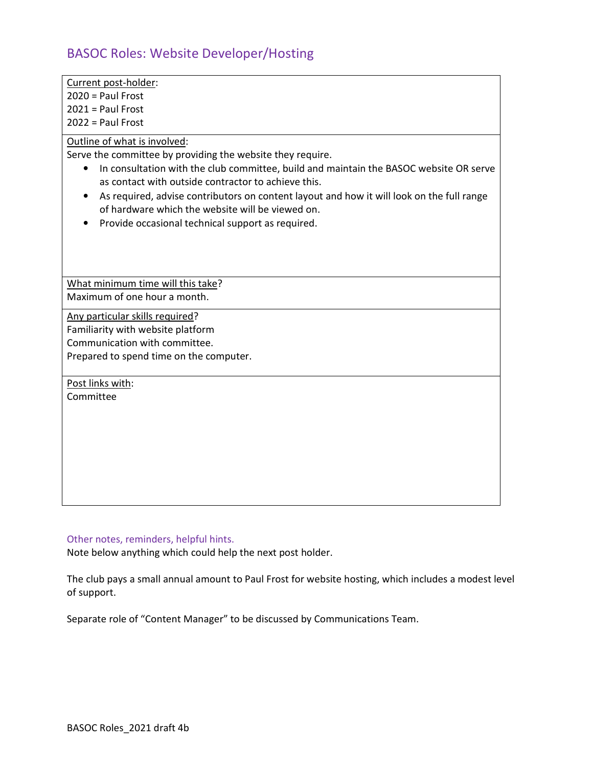## BASOC Roles: Website Developer/Hosting

Current post-holder:
2020 = Paul Frost
2021 = Paul Frost
2022 = Paul Frost

Outline of what is involved:
Serve the committee by providing the website they require.

- In consultation with the club committee, build and maintain the BASOC website OR serve as contact with outside contractor to achieve this.
- As required, advise contributors on content layout and how it will look on the full range of hardware which the website will be viewed on.
- Provide occasional technical support as required.

What minimum time will this take?
Maximum of one hour a month.

Any particular skills required?
Familiarity with website platform
Communication with committee.
Prepared to spend time on the computer.

Post links with:
Committee

### Other notes, reminders, helpful hints.

Note below anything which could help the next post holder.

The club pays a small annual amount to Paul Frost for website hosting, which includes a modest level of support.

Separate role of "Content Manager" to be discussed by Communications Team.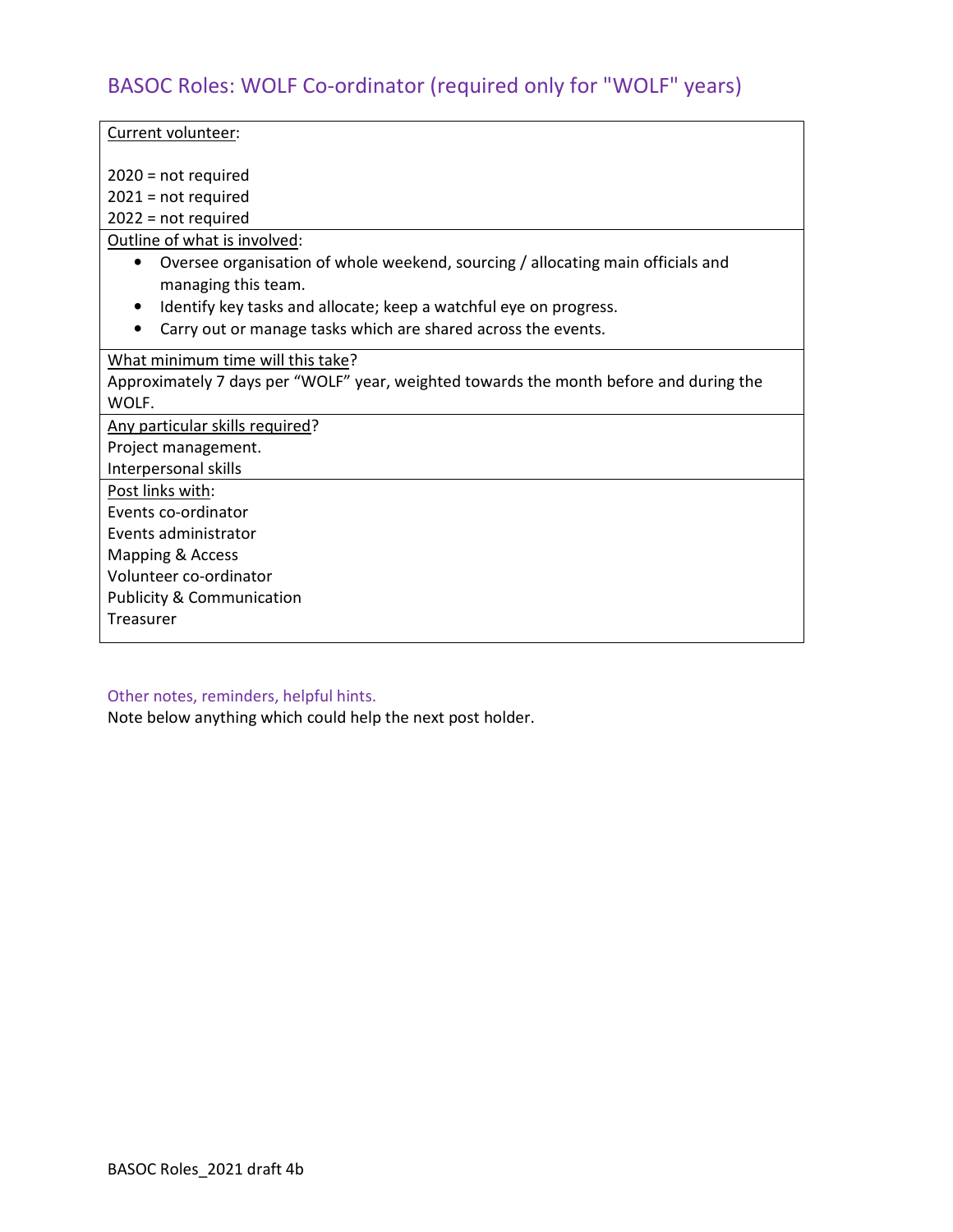## BASOC Roles: WOLF Co-ordinator (required only for "WOLF" years)

Current volunteer:

2020 = not required
2021 = not required
2022 = not required

Outline of what is involved:

- Oversee organisation of whole weekend, sourcing / allocating main officials and managing this team.
- Identify key tasks and allocate; keep a watchful eye on progress.
- Carry out or manage tasks which are shared across the events.

What minimum time will this take?
Approximately 7 days per "WOLF" year, weighted towards the month before and during the WOLF.

Any particular skills required?
Project management.
Interpersonal skills

Post links with:
Events co-ordinator
Events administrator
Mapping & Access
Volunteer co-ordinator
Publicity & Communication
Treasurer

### Other notes, reminders, helpful hints.

Note below anything which could help the next post holder.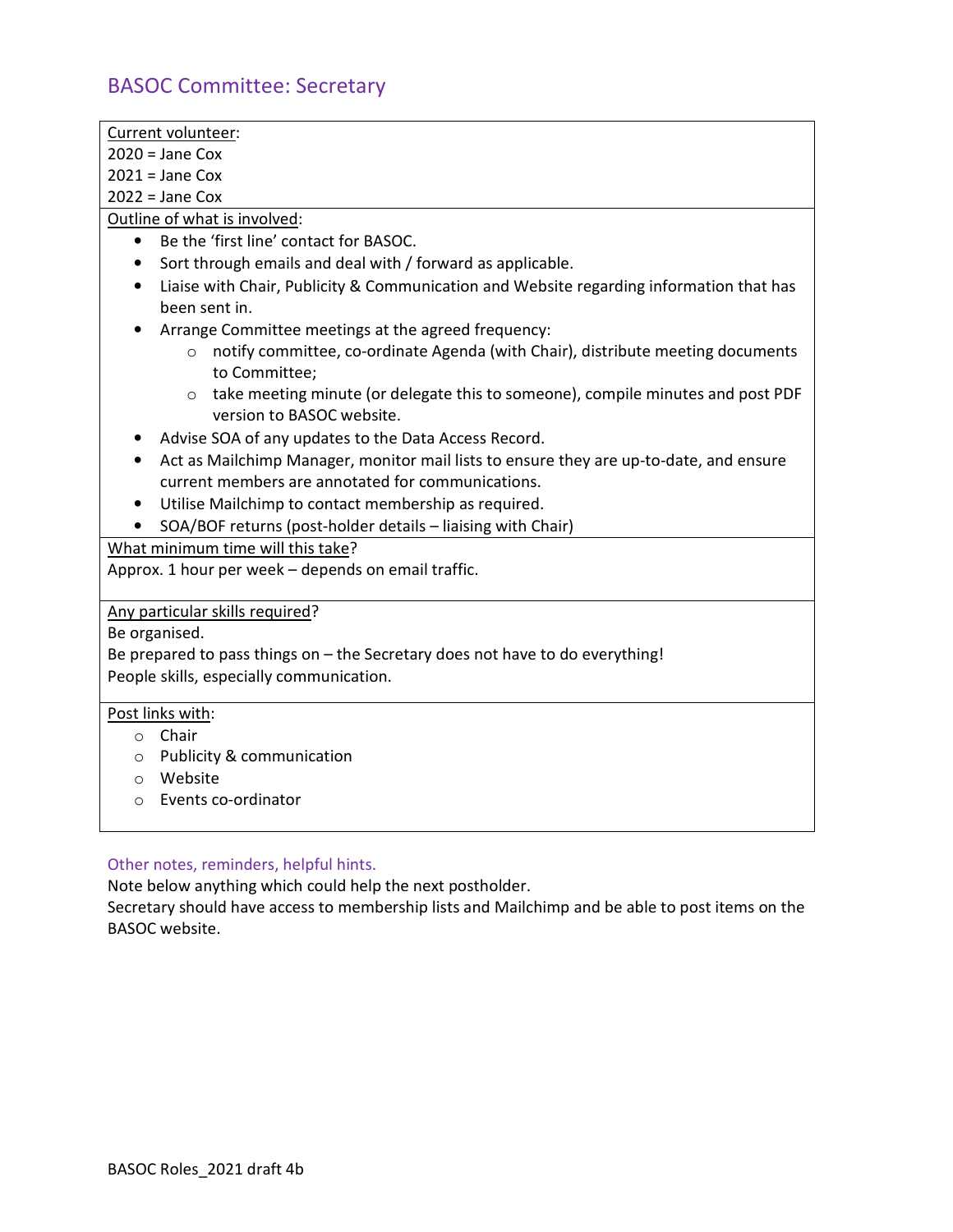## BASOC Committee: Secretary

<u>Current volunteer</u>:
2020 = Jane Cox
2021 = Jane Cox
2022 = Jane Cox

<u>Outline of what is involved</u>:

- Be the 'first line' contact for BASOC.
- Sort through emails and deal with / forward as applicable.
- Liaise with Chair, Publicity & Communication and Website regarding information that has been sent in.
- Arrange Committee meetings at the agreed frequency:
    - notify committee, co-ordinate Agenda (with Chair), distribute meeting documents to Committee;
    - take meeting minute (or delegate this to someone), compile minutes and post PDF version to BASOC website.
- Advise SOA of any updates to the Data Access Record.
- Act as Mailchimp Manager, monitor mail lists to ensure they are up-to-date, and ensure current members are annotated for communications.
- Utilise Mailchimp to contact membership as required.
- SOA/BOF returns (post-holder details – liaising with Chair)

<u>What minimum time will this take</u>?
Approx. 1 hour per week – depends on email traffic.

<u>Any particular skills required</u>?
Be organised.
Be prepared to pass things on – the Secretary does not have to do everything!
People skills, especially communication.

<u>Post links with</u>:

- Chair
- Publicity & communication
- Website
- Events co-ordinator

### Other notes, reminders, helpful hints.

Note below anything which could help the next postholder.
Secretary should have access to membership lists and Mailchimp and be able to post items on the BASOC website.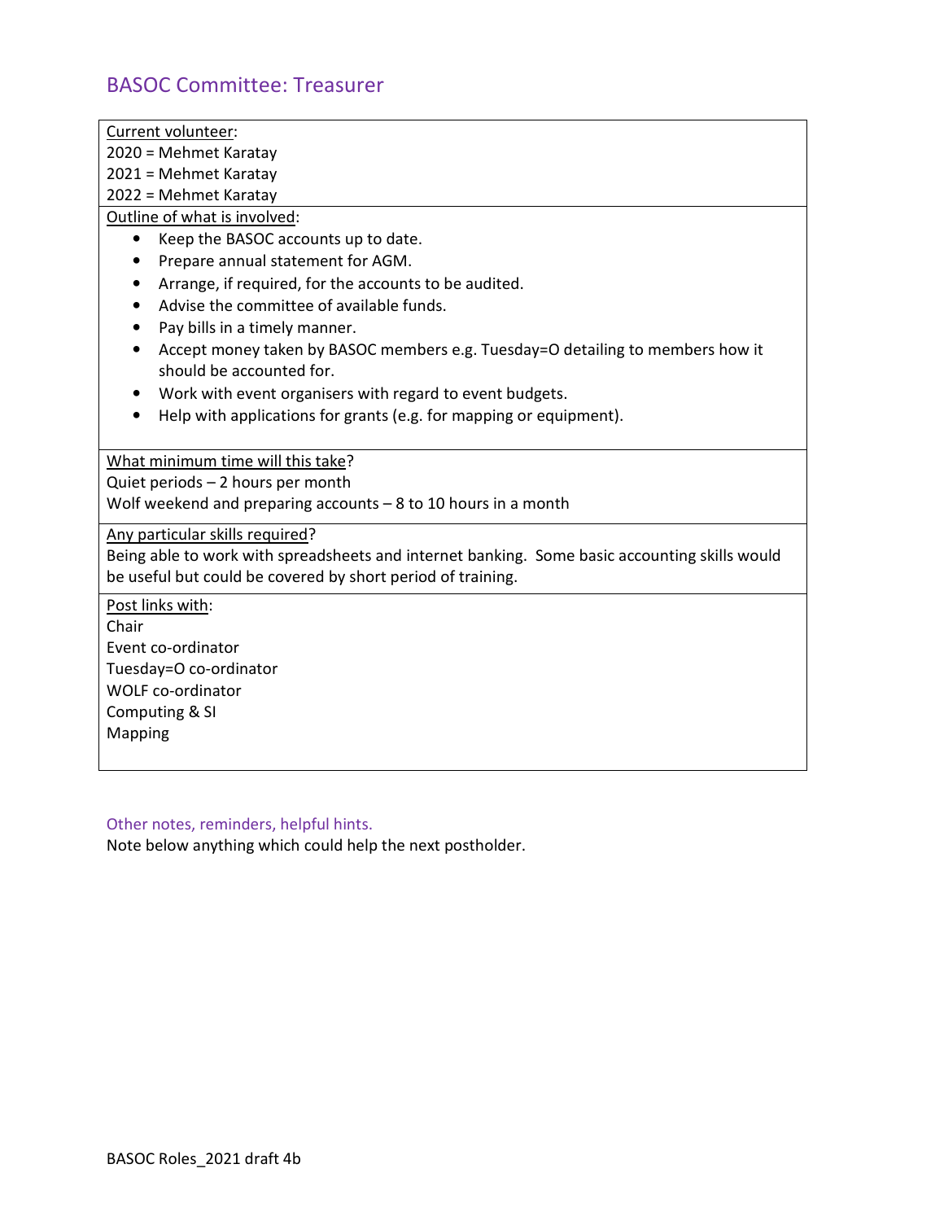## BASOC Committee: Treasurer

<u>Current volunteer</u>:
2020 = Mehmet Karatay
2021 = Mehmet Karatay
2022 = Mehmet Karatay

<u>Outline of what is involved</u>:

- Keep the BASOC accounts up to date.
- Prepare annual statement for AGM.
- Arrange, if required, for the accounts to be audited.
- Advise the committee of available funds.
- Pay bills in a timely manner.
- Accept money taken by BASOC members e.g. Tuesday=O detailing to members how it should be accounted for.
- Work with event organisers with regard to event budgets.
- Help with applications for grants (e.g. for mapping or equipment).

<u>What minimum time will this take</u>?
Quiet periods – 2 hours per month
Wolf weekend and preparing accounts – 8 to 10 hours in a month

<u>Any particular skills required</u>?
Being able to work with spreadsheets and internet banking. Some basic accounting skills would be useful but could be covered by short period of training.

<u>Post links with</u>:
Chair
Event co-ordinator
Tuesday=O co-ordinator
WOLF co-ordinator
Computing & SI
Mapping

### Other notes, reminders, helpful hints.

Note below anything which could help the next postholder.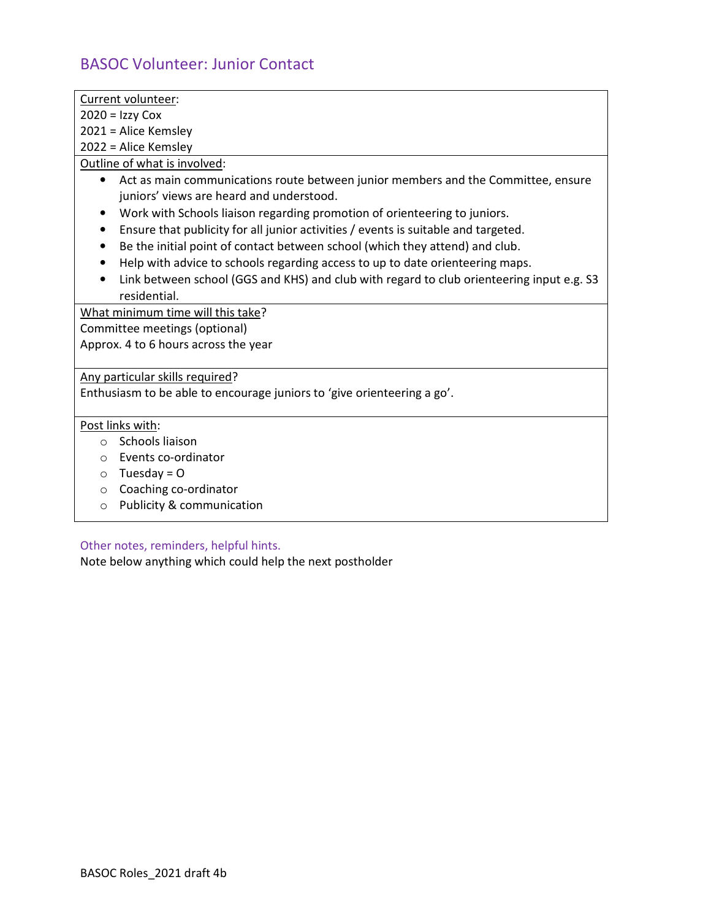# BASOC Volunteer: Junior Contact

Current volunteer:
2020 = Izzy Cox
2021 = Alice Kemsley
2022 = Alice Kemsley

Outline of what is involved:

- Act as main communications route between junior members and the Committee, ensure juniors' views are heard and understood.
- Work with Schools liaison regarding promotion of orienteering to juniors.
- Ensure that publicity for all junior activities / events is suitable and targeted.
- Be the initial point of contact between school (which they attend) and club.
- Help with advice to schools regarding access to up to date orienteering maps.
- Link between school (GGS and KHS) and club with regard to club orienteering input e.g. S3 residential.

What minimum time will this take?
Committee meetings (optional)
Approx. 4 to 6 hours across the year

Any particular skills required?
Enthusiasm to be able to encourage juniors to 'give orienteering a go'.

Post links with:

- Schools liaison
- Events co-ordinator
- Tuesday = O
- Coaching co-ordinator
- Publicity & communication

## Other notes, reminders, helpful hints.

Note below anything which could help the next postholder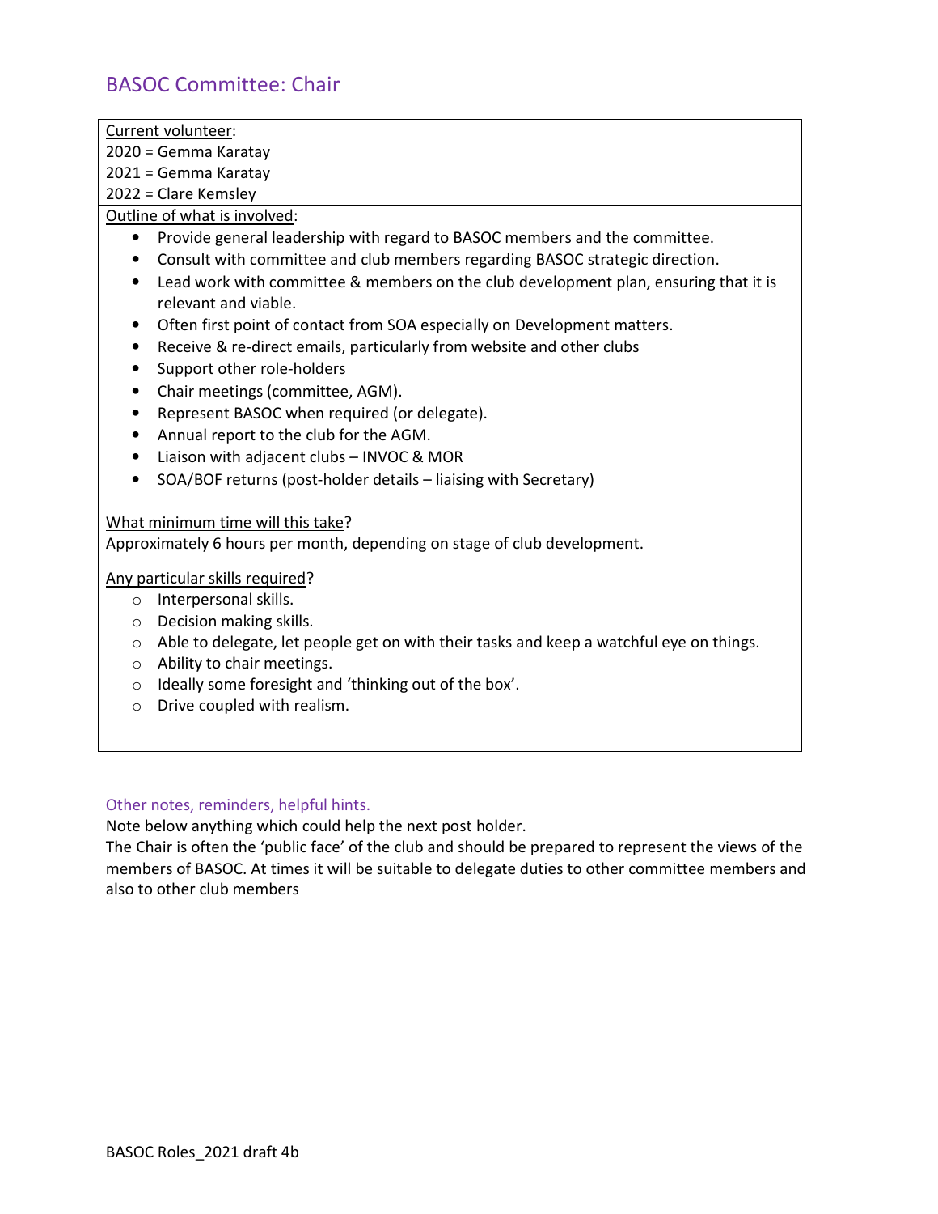## BASOC Committee: Chair

Current volunteer:
2020 = Gemma Karatay
2021 = Gemma Karatay
2022 = Clare Kemsley

Outline of what is involved:

- Provide general leadership with regard to BASOC members and the committee.
- Consult with committee and club members regarding BASOC strategic direction.
- Lead work with committee & members on the club development plan, ensuring that it is relevant and viable.
- Often first point of contact from SOA especially on Development matters.
- Receive & re-direct emails, particularly from website and other clubs
- Support other role-holders
- Chair meetings (committee, AGM).
- Represent BASOC when required (or delegate).
- Annual report to the club for the AGM.
- Liaison with adjacent clubs – INVOC & MOR
- SOA/BOF returns (post-holder details – liaising with Secretary)

What minimum time will this take?
Approximately 6 hours per month, depending on stage of club development.

Any particular skills required?

- Interpersonal skills.
- Decision making skills.
- Able to delegate, let people get on with their tasks and keep a watchful eye on things.
- Ability to chair meetings.
- Ideally some foresight and 'thinking out of the box'.
- Drive coupled with realism.

### Other notes, reminders, helpful hints.

Note below anything which could help the next post holder.
The Chair is often the 'public face' of the club and should be prepared to represent the views of the members of BASOC. At times it will be suitable to delegate duties to other committee members and also to other club members

BASOC Roles_2021 draft 4b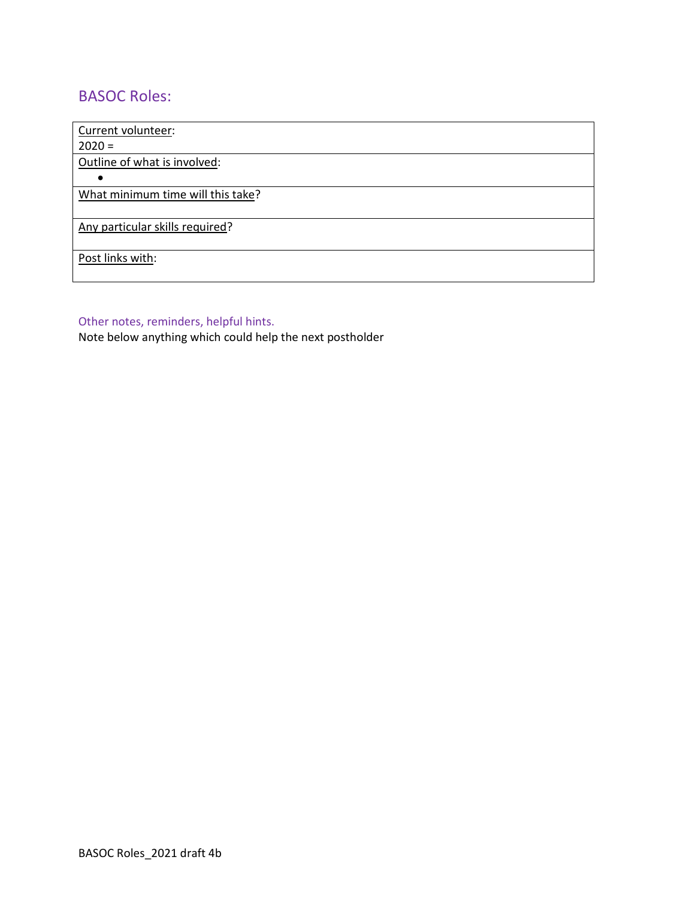## BASOC Roles:

| |
|---|
| <u>Current volunteer</u>:<br>2020 = |
| <u>Outline of what is involved</u>:<br>• |
| <u>What minimum time will this take</u>? |
| <u>Any particular skills required</u>? |
| <u>Post links with</u>: |

### Other notes, reminders, helpful hints.

Note below anything which could help the next postholder